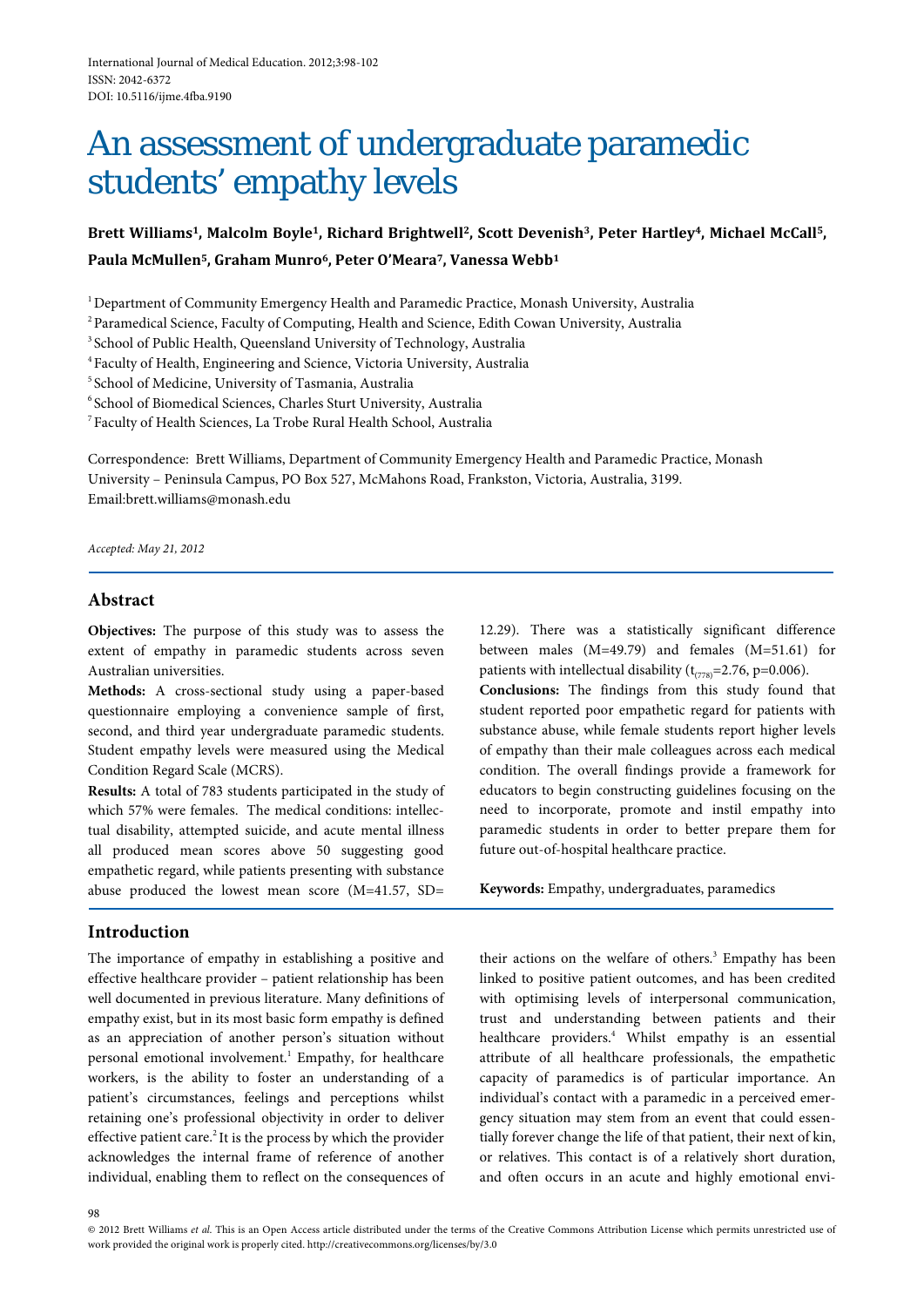International Journal of Medical Education. 2012;3:98-102
ISSN: 2042-6372
DOI: 10.5116/ijme.4fba.9190

# An assessment of undergraduate paramedic students' empathy levels

**Brett Williams[1], Malcolm Boyle[1], Richard Brightwell[2], Scott Devenish[3], Peter Hartley[4], Michael McCall[5], Paula McMullen[5], Graham Munro[6], Peter O'Meara[7], Vanessa Webb[1]**

[1] Department of Community Emergency Health and Paramedic Practice, Monash University, Australia
[2] Paramedical Science, Faculty of Computing, Health and Science, Edith Cowan University, Australia
[3] School of Public Health, Queensland University of Technology, Australia
[4] Faculty of Health, Engineering and Science, Victoria University, Australia
[5] School of Medicine, University of Tasmania, Australia
[6] School of Biomedical Sciences, Charles Sturt University, Australia
[7] Faculty of Health Sciences, La Trobe Rural Health School, Australia

Correspondence: Brett Williams, Department of Community Emergency Health and Paramedic Practice, Monash University – Peninsula Campus, PO Box 527, McMahons Road, Frankston, Victoria, Australia, 3199. Email:brett.williams@monash.edu

*Accepted: May 21, 2012*

## Abstract

**Objectives:** The purpose of this study was to assess the extent of empathy in paramedic students across seven Australian universities.

**Methods:** A cross-sectional study using a paper-based questionnaire employing a convenience sample of first, second, and third year undergraduate paramedic students. Student empathy levels were measured using the Medical Condition Regard Scale (MCRS).

**Results:** A total of 783 students participated in the study of which 57% were females. The medical conditions: intellectual disability, attempted suicide, and acute mental illness all produced mean scores above 50 suggesting good empathetic regard, while patients presenting with substance abuse produced the lowest mean score (M=41.57, SD= 12.29). There was a statistically significant difference between males (M=49.79) and females (M=51.61) for patients with intellectual disability ($t_{(778)}$=2.76, p=0.006).

**Conclusions:** The findings from this study found that student reported poor empathetic regard for patients with substance abuse, while female students report higher levels of empathy than their male colleagues across each medical condition. The overall findings provide a framework for educators to begin constructing guidelines focusing on the need to incorporate, promote and instil empathy into paramedic students in order to better prepare them for future out-of-hospital healthcare practice.

**Keywords:** Empathy, undergraduates, paramedics

## Introduction

The importance of empathy in establishing a positive and effective healthcare provider – patient relationship has been well documented in previous literature. Many definitions of empathy exist, but in its most basic form empathy is defined as an appreciation of another person's situation without personal emotional involvement.[1] Empathy, for healthcare workers, is the ability to foster an understanding of a patient's circumstances, feelings and perceptions whilst retaining one's professional objectivity in order to deliver effective patient care.[2] It is the process by which the provider acknowledges the internal frame of reference of another individual, enabling them to reflect on the consequences of their actions on the welfare of others.[3] Empathy has been linked to positive patient outcomes, and has been credited with optimising levels of interpersonal communication, trust and understanding between patients and their healthcare providers.[4] Whilst empathy is an essential attribute of all healthcare professionals, the empathetic capacity of paramedics is of particular importance. An individual's contact with a paramedic in a perceived emergency situation may stem from an event that could essentially forever change the life of that patient, their next of kin, or relatives. This contact is of a relatively short duration, and often occurs in an acute and highly emotional envi-

© 2012 Brett Williams *et al.* This is an Open Access article distributed under the terms of the Creative Commons Attribution License which permits unrestricted use of work provided the original work is properly cited. http://creativecommons.org/licenses/by/3.0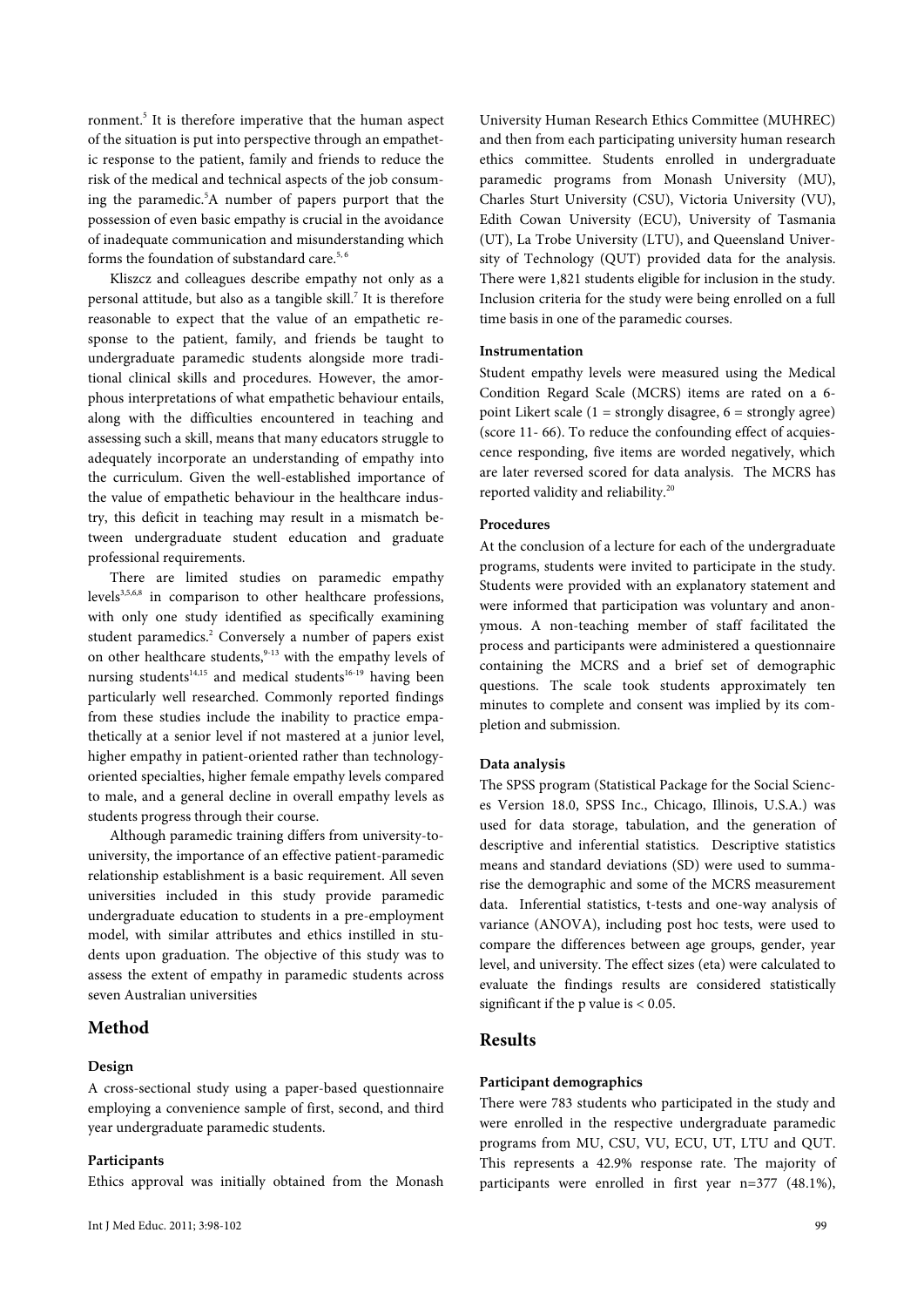ronment.[5] It is therefore imperative that the human aspect of the situation is put into perspective through an empathetic response to the patient, family and friends to reduce the risk of the medical and technical aspects of the job consuming the paramedic.[5]A number of papers purport that the possession of even basic empathy is crucial in the avoidance of inadequate communication and misunderstanding which forms the foundation of substandard care.[5, 6]

Kliszcz and colleagues describe empathy not only as a personal attitude, but also as a tangible skill.[7] It is therefore reasonable to expect that the value of an empathetic response to the patient, family, and friends be taught to undergraduate paramedic students alongside more traditional clinical skills and procedures. However, the amorphous interpretations of what empathetic behaviour entails, along with the difficulties encountered in teaching and assessing such a skill, means that many educators struggle to adequately incorporate an understanding of empathy into the curriculum. Given the well-established importance of the value of empathetic behaviour in the healthcare industry, this deficit in teaching may result in a mismatch between undergraduate student education and graduate professional requirements.

There are limited studies on paramedic empathy levels[3,5,6,8] in comparison to other healthcare professions, with only one study identified as specifically examining student paramedics.[2] Conversely a number of papers exist on other healthcare students,[9-13] with the empathy levels of nursing students[14,15] and medical students[16-19] having been particularly well researched. Commonly reported findings from these studies include the inability to practice empathetically at a senior level if not mastered at a junior level, higher empathy in patient-oriented rather than technology-oriented specialties, higher female empathy levels compared to male, and a general decline in overall empathy levels as students progress through their course.

Although paramedic training differs from university-to-university, the importance of an effective patient-paramedic relationship establishment is a basic requirement. All seven universities included in this study provide paramedic undergraduate education to students in a pre-employment model, with similar attributes and ethics instilled in students upon graduation. The objective of this study was to assess the extent of empathy in paramedic students across seven Australian universities

## Method

### Design

A cross-sectional study using a paper-based questionnaire employing a convenience sample of first, second, and third year undergraduate paramedic students.

### Participants

Ethics approval was initially obtained from the Monash University Human Research Ethics Committee (MUHREC) and then from each participating university human research ethics committee. Students enrolled in undergraduate paramedic programs from Monash University (MU), Charles Sturt University (CSU), Victoria University (VU), Edith Cowan University (ECU), University of Tasmania (UT), La Trobe University (LTU), and Queensland University of Technology (QUT) provided data for the analysis. There were 1,821 students eligible for inclusion in the study. Inclusion criteria for the study were being enrolled on a full time basis in one of the paramedic courses.

### Instrumentation

Student empathy levels were measured using the Medical Condition Regard Scale (MCRS) items are rated on a 6-point Likert scale (1 = strongly disagree, 6 = strongly agree) (score 11- 66). To reduce the confounding effect of acquiescence responding, five items are worded negatively, which are later reversed scored for data analysis. The MCRS has reported validity and reliability.[20]

### Procedures

At the conclusion of a lecture for each of the undergraduate programs, students were invited to participate in the study. Students were provided with an explanatory statement and were informed that participation was voluntary and anonymous. A non-teaching member of staff facilitated the process and participants were administered a questionnaire containing the MCRS and a brief set of demographic questions. The scale took students approximately ten minutes to complete and consent was implied by its completion and submission.

### Data analysis

The SPSS program (Statistical Package for the Social Sciences Version 18.0, SPSS Inc., Chicago, Illinois, U.S.A.) was used for data storage, tabulation, and the generation of descriptive and inferential statistics. Descriptive statistics means and standard deviations (SD) were used to summarise the demographic and some of the MCRS measurement data. Inferential statistics, t-tests and one-way analysis of variance (ANOVA), including post hoc tests, were used to compare the differences between age groups, gender, year level, and university. The effect sizes (eta) were calculated to evaluate the findings results are considered statistically significant if the p value is $< 0.05$.

## Results

### Participant demographics

There were 783 students who participated in the study and were enrolled in the respective undergraduate paramedic programs from MU, CSU, VU, ECU, UT, LTU and QUT. This represents a 42.9% response rate. The majority of participants were enrolled in first year n=377 (48.1%),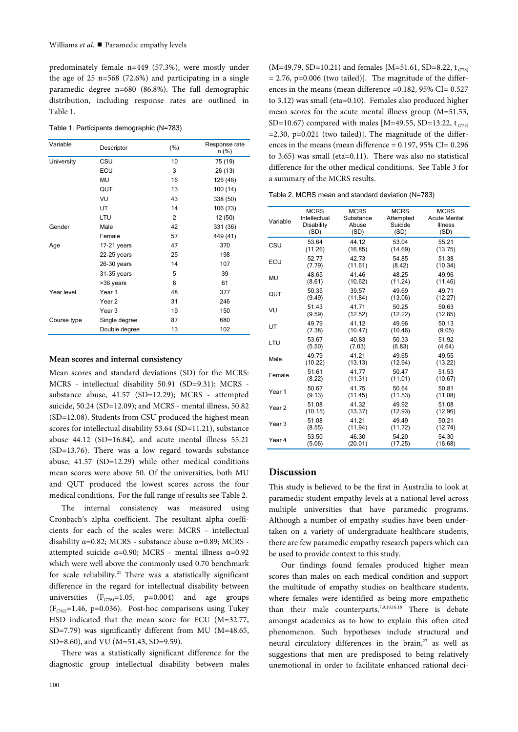predominately female n=449 (57.3%), were mostly under the age of 25 n=568 (72.6%) and participating in a single paramedic degree n=680 (86.8%). The full demographic distribution, including response rates are outlined in Table 1.

Table 1. Participants demographic (N=783)

| Variable | Descriptor | (%) | Response rate n (%) |
|---|---|---|---|
| University | CSU | 10 | 75 (19) |
| | ECU | 3 | 26 (13) |
| | MU | 16 | 126 (46) |
| | QUT | 13 | 100 (14) |
| | VU | 43 | 338 (50) |
| | UT | 14 | 106 (73) |
| | LTU | 2 | 12 (50) |
| Gender | Male | 42 | 331 (36) |
| | Female | 57 | 449 (41) |
| Age | 17-21 years | 47 | 370 |
| | 22-25 years | 25 | 198 |
| | 26-30 years | 14 | 107 |
| | 31-35 years | 5 | 39 |
| | >36 years | 8 | 61 |
| Year level | Year 1 | 48 | 377 |
| | Year 2 | 31 | 246 |
| | Year 3 | 19 | 150 |
| Course type | Single degree | 87 | 680 |
| | Double degree | 13 | 102 |

### Mean scores and internal consistency

Mean scores and standard deviations (SD) for the MCRS: MCRS - intellectual disability 50.91 (SD=9.31); MCRS - substance abuse, 41.57 (SD=12.29); MCRS - attempted suicide, 50.24 (SD=12.09); and MCRS - mental illness, 50.82 (SD=12.08). Students from CSU produced the highest mean scores for intellectual disability 53.64 (SD=11.21), substance abuse 44.12 (SD=16.84), and acute mental illness 55.21 (SD=13.76). There was a low regard towards substance abuse, 41.57 (SD=12.29) while other medical conditions mean scores were above 50. Of the universities, both MU and QUT produced the lowest scores across the four medical conditions. For the full range of results see Table 2.

The internal consistency was measured using Cronbach's alpha coefficient. The resultant alpha coefficients for each of the scales were: MCRS - intellectual disability α=0.82; MCRS - substance abuse α=0.89; MCRS - attempted suicide α=0.90; MCRS - mental illness α=0.92 which were well above the commonly used 0.70 benchmark for scale reliability.[21] There was a statistically significant difference in the regard for intellectual disability between universities ($F_{(776)}$=1.05, p=0.004) and age groups ($F_{(782)}$=1.46, p=0.036). Post-hoc comparisons using Tukey HSD indicated that the mean score for ECU (M=32.77, SD=7.79) was significantly different from MU (M=48.65, SD=8.60), and VU (M=51.43, SD=9.59).

There was a statistically significant difference for the diagnostic group intellectual disability between males (M=49.79, SD=10.21) and females [M=51.61, SD=8.22, $t_{(778)}$ = 2.76, p=0.006 (two tailed)]. The magnitude of the differences in the means (mean difference =0.182, 95% CI= 0.527 to 3.12) was small (eta=0.10). Females also produced higher mean scores for the acute mental illness group (M=51.53, SD=10.67) compared with males [M=49.55, SD=13.22, $t_{(778)}$ =2.30, p=0.021 (two tailed)]. The magnitude of the differences in the means (mean difference = 0.197, 95% CI= 0.296 to 3.65) was small (eta=0.11). There was also no statistical difference for the other medical conditions. See Table 3 for a summary of the MCRS results.

Table 2. MCRS mean and standard deviation (N=783)

| Variable | MCRS Intellectual Disability (SD) | MCRS Substance Abuse (SD) | MCRS Attempted Suicide (SD) | MCRS Acute Mental Illness (SD) |
|---|---|---|---|---|
| CSU | 53.64 (11.26) | 44.12 (16.85) | 53.04 (14.69) | 55.21 (13.75) |
| ECU | 52.77 (7.79) | 42.73 (11.61) | 54.85 (8.42) | 51.38 (10.34) |
| MU | 48.65 (8.61) | 41.46 (10.62) | 48.25 (11.24) | 49.96 (11.46) |
| QUT | 50.35 (9.49) | 39.57 (11.84) | 49.69 (13.06) | 49.71 (12.27) |
| VU | 51.43 (9.59) | 41.71 (12.52) | 50.25 (12.22) | 50.63 (12.85) |
| UT | 49.79 (7.38) | 41.12 (10.47) | 49.96 (10.46) | 50.13 (9.05) |
| LTU | 53.67 (5.50) | 40.83 (7.03) | 50.33 (6.83) | 51.92 (4.64) |
| Male | 49.79 (10.22) | 41.21 (13.13) | 49.65 (12.94) | 49.55 (13.22) |
| Female | 51.61 (8.22) | 41.77 (11.31) | 50.47 (11.01) | 51.53 (10.67) |
| Year 1 | 50.67 (9.13) | 41.75 (11.45) | 50.64 (11.53) | 50.81 (11.08) |
| Year 2 | 51.08 (10.15) | 41.32 (13.37) | 49.92 (12.93) | 51.08 (12.96) |
| Year 3 | 51.08 (8.55) | 41.21 (11.94) | 49.49 (11.72) | 50.21 (12.74) |
| Year 4 | 53.50 (5.06) | 46.30 (20.01) | 54.20 (17.25) | 54.30 (16.68) |

## Discussion

This study is believed to be the first in Australia to look at paramedic student empathy levels at a national level across multiple universities that have paramedic programs. Although a number of empathy studies have been undertaken on a variety of undergraduate healthcare students, there are few paramedic empathy research papers which can be used to provide context to this study.

Our findings found females produced higher mean scores than males on each medical condition and support the multitude of empathy studies on healthcare students, where females were identified as being more empathetic than their male counterparts.[7,9,10,16,18] There is debate amongst academics as to how to explain this often cited phenomenon. Such hypotheses include structural and neural circulatory differences in the brain,[22] as well as suggestions that men are predisposed to being relatively unemotional in order to facilitate enhanced rational deci-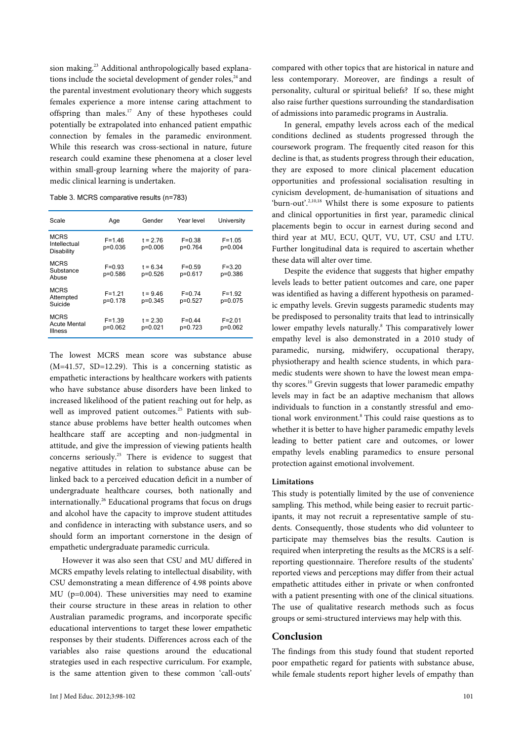sion making.[23] Additional anthropologically based explanations include the societal development of gender roles,[24] and the parental investment evolutionary theory which suggests females experience a more intense caring attachment to offspring than males.[17] Any of these hypotheses could potentially be extrapolated into enhanced patient empathic connection by females in the paramedic environment. While this research was cross-sectional in nature, future research could examine these phenomena at a closer level within small-group learning where the majority of paramedic clinical learning is undertaken.

Table 3. MCRS comparative results (n=783)

| Scale | Age | Gender | Year level | University |
|---|---|---|---|---|
| MCRS Intellectual Disability | F=1.46 p=0.036 | t = 2.76 p=0.006 | F=0.38 p=0.764 | F=1.05 p=0.004 |
| MCRS Substance Abuse | F=0.93 p=0.586 | t = 6.34 p=0.526 | F=0.59 p=0.617 | F=3.20 p=0.386 |
| MCRS Attempted Suicide | F=1.21 p=0.178 | t = 9.46 p=0.345 | F=0.74 p=0.527 | F=1.92 p=0.075 |
| MCRS Acute Mental Illness | F=1.39 p=0.062 | t = 2.30 p=0.021 | F=0.44 p=0.723 | F=2.01 p=0.062 |

The lowest MCRS mean score was substance abuse (M=41.57, SD=12.29). This is a concerning statistic as empathetic interactions by healthcare workers with patients who have substance abuse disorders have been linked to increased likelihood of the patient reaching out for help, as well as improved patient outcomes.[25] Patients with substance abuse problems have better health outcomes when healthcare staff are accepting and non-judgmental in attitude, and give the impression of viewing patients health concerns seriously.[25] There is evidence to suggest that negative attitudes in relation to substance abuse can be linked back to a perceived education deficit in a number of undergraduate healthcare courses, both nationally and internationally.[26] Educational programs that focus on drugs and alcohol have the capacity to improve student attitudes and confidence in interacting with substance users, and so should form an important cornerstone in the design of empathetic undergraduate paramedic curricula.

However it was also seen that CSU and MU differed in MCRS empathy levels relating to intellectual disability, with CSU demonstrating a mean difference of 4.98 points above MU (p=0.004). These universities may need to examine their course structure in these areas in relation to other Australian paramedic programs, and incorporate specific educational interventions to target these lower empathetic responses by their students. Differences across each of the variables also raise questions around the educational strategies used in each respective curriculum. For example, is the same attention given to these common 'call-outs' compared with other topics that are historical in nature and less contemporary. Moreover, are findings a result of personality, cultural or spiritual beliefs? If so, these might also raise further questions surrounding the standardisation of admissions into paramedic programs in Australia.

In general, empathy levels across each of the medical conditions declined as students progressed through the coursework program. The frequently cited reason for this decline is that, as students progress through their education, they are exposed to more clinical placement education opportunities and professional socialisation resulting in cynicism development, de-humanisation of situations and 'burn-out'.[2,10,18] Whilst there is some exposure to patients and clinical opportunities in first year, paramedic clinical placements begin to occur in earnest during second and third year at MU, ECU, QUT, VU, UT, CSU and LTU. Further longitudinal data is required to ascertain whether these data will alter over time.

Despite the evidence that suggests that higher empathy levels leads to better patient outcomes and care, one paper was identified as having a different hypothesis on paramedic empathy levels. Grevin suggests paramedic students may be predisposed to personality traits that lead to intrinsically lower empathy levels naturally.[8] This comparatively lower empathy level is also demonstrated in a 2010 study of paramedic, nursing, midwifery, occupational therapy, physiotherapy and health science students, in which paramedic students were shown to have the lowest mean empathy scores.[10] Grevin suggests that lower paramedic empathy levels may in fact be an adaptive mechanism that allows individuals to function in a constantly stressful and emotional work environment.[8] This could raise questions as to whether it is better to have higher paramedic empathy levels leading to better patient care and outcomes, or lower empathy levels enabling paramedics to ensure personal protection against emotional involvement.

**Limitations**

This study is potentially limited by the use of convenience sampling. This method, while being easier to recruit participants, it may not recruit a representative sample of students. Consequently, those students who did volunteer to participate may themselves bias the results. Caution is required when interpreting the results as the MCRS is a self-reporting questionnaire. Therefore results of the students' reported views and perceptions may differ from their actual empathetic attitudes either in private or when confronted with a patient presenting with one of the clinical situations. The use of qualitative research methods such as focus groups or semi-structured interviews may help with this.

## Conclusion

The findings from this study found that student reported poor empathetic regard for patients with substance abuse, while female students report higher levels of empathy than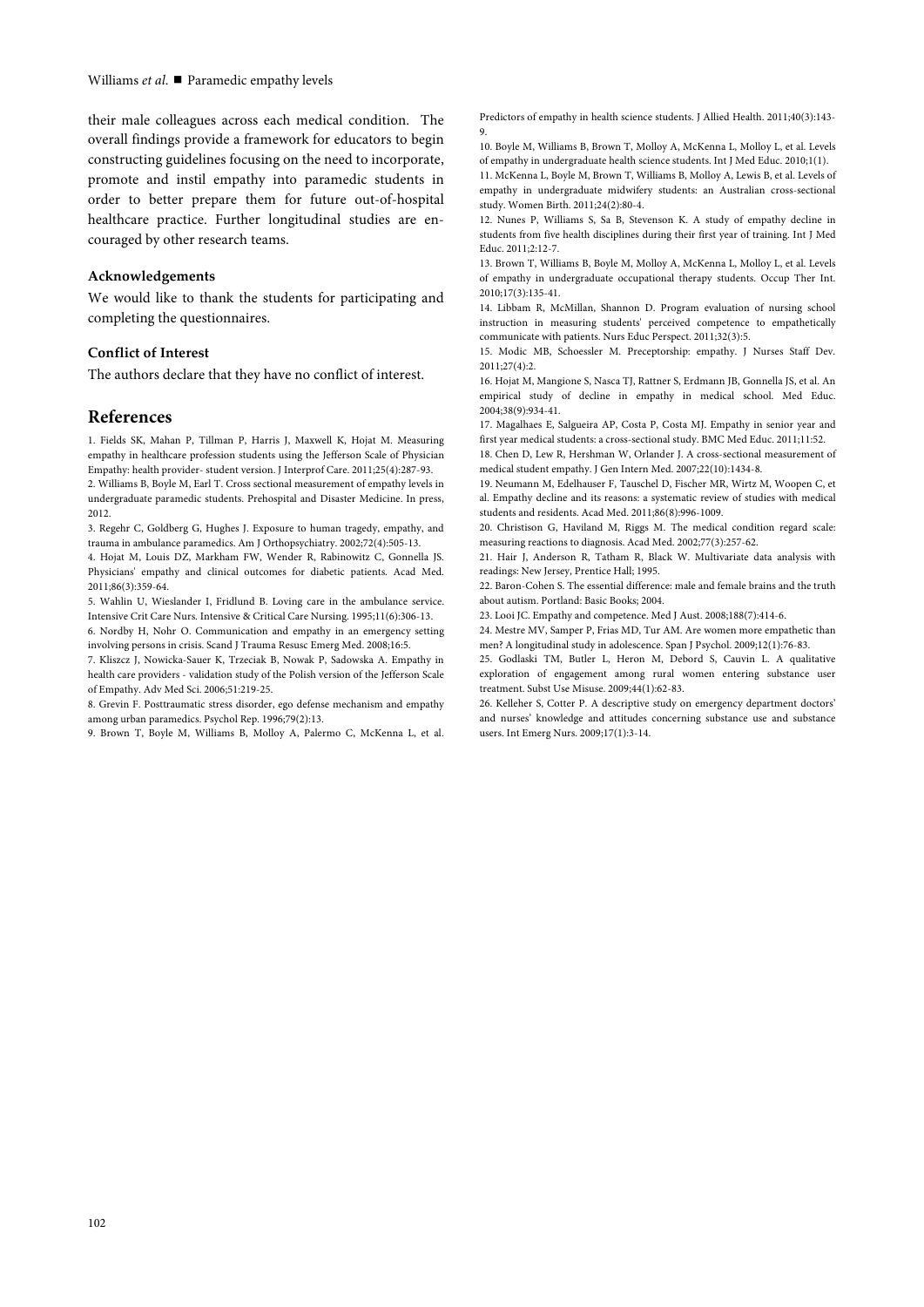their male colleagues across each medical condition. The overall findings provide a framework for educators to begin constructing guidelines focusing on the need to incorporate, promote and instil empathy into paramedic students in order to better prepare them for future out-of-hospital healthcare practice. Further longitudinal studies are encouraged by other research teams.

### Acknowledgements

We would like to thank the students for participating and completing the questionnaires.

### Conflict of Interest

The authors declare that they have no conflict of interest.

## References

1. Fields SK, Mahan P, Tillman P, Harris J, Maxwell K, Hojat M. Measuring empathy in healthcare profession students using the Jefferson Scale of Physician Empathy: health provider- student version. J Interprof Care. 2011;25(4):287-93.
2. Williams B, Boyle M, Earl T. Cross sectional measurement of empathy levels in undergraduate paramedic students. Prehospital and Disaster Medicine. In press, 2012.
3. Regehr C, Goldberg G, Hughes J. Exposure to human tragedy, empathy, and trauma in ambulance paramedics. Am J Orthopsychiatry. 2002;72(4):505-13.
4. Hojat M, Louis DZ, Markham FW, Wender R, Rabinowitz C, Gonnella JS. Physicians' empathy and clinical outcomes for diabetic patients. Acad Med. 2011;86(3):359-64.
5. Wahlin U, Wieslander I, Fridlund B. Loving care in the ambulance service. Intensive Crit Care Nurs. Intensive & Critical Care Nursing. 1995;11(6):306-13.
6. Nordby H, Nohr O. Communication and empathy in an emergency setting involving persons in crisis. Scand J Trauma Resusc Emerg Med. 2008;16:5.
7. Kliszcz J, Nowicka-Sauer K, Trzeciak B, Nowak P, Sadowska A. Empathy in health care providers - validation study of the Polish version of the Jefferson Scale of Empathy. Adv Med Sci. 2006;51:219-25.
8. Grevin F. Posttraumatic stress disorder, ego defense mechanism and empathy among urban paramedics. Psychol Rep. 1996;79(2):13.
9. Brown T, Boyle M, Williams B, Molloy A, Palermo C, McKenna L, et al. Predictors of empathy in health science students. J Allied Health. 2011;40(3):143-9.
10. Boyle M, Williams B, Brown T, Molloy A, McKenna L, Molloy L, et al. Levels of empathy in undergraduate health science students. Int J Med Educ. 2010;1(1).
11. McKenna L, Boyle M, Brown T, Williams B, Molloy A, Lewis B, et al. Levels of empathy in undergraduate midwifery students: an Australian cross-sectional study. Women Birth. 2011;24(2):80-4.
12. Nunes P, Williams S, Sa B, Stevenson K. A study of empathy decline in students from five health disciplines during their first year of training. Int J Med Educ. 2011;2:12-7.
13. Brown T, Williams B, Boyle M, Molloy A, McKenna L, Molloy L, et al. Levels of empathy in undergraduate occupational therapy students. Occup Ther Int. 2010;17(3):135-41.
14. Libbam R, McMillan, Shannon D. Program evaluation of nursing school instruction in measuring students' perceived competence to empathetically communicate with patients. Nurs Educ Perspect. 2011;32(3):5.
15. Modic MB, Schoessler M. Preceptorship: empathy. J Nurses Staff Dev. 2011;27(4):2.
16. Hojat M, Mangione S, Nasca TJ, Rattner S, Erdmann JB, Gonnella JS, et al. An empirical study of decline in empathy in medical school. Med Educ. 2004;38(9):934-41.
17. Magalhaes E, Salgueira AP, Costa P, Costa MJ. Empathy in senior year and first year medical students: a cross-sectional study. BMC Med Educ. 2011;11:52.
18. Chen D, Lew R, Hershman W, Orlander J. A cross-sectional measurement of medical student empathy. J Gen Intern Med. 2007;22(10):1434-8.
19. Neumann M, Edelhauser F, Tauschel D, Fischer MR, Wirtz M, Woopen C, et al. Empathy decline and its reasons: a systematic review of studies with medical students and residents. Acad Med. 2011;86(8):996-1009.
20. Christison G, Haviland M, Riggs M. The medical condition regard scale: measuring reactions to diagnosis. Acad Med. 2002;77(3):257-62.
21. Hair J, Anderson R, Tatham R, Black W. Multivariate data analysis with readings: New Jersey, Prentice Hall; 1995.
22. Baron-Cohen S. The essential difference: male and female brains and the truth about autism. Portland: Basic Books; 2004.
23. Looi JC. Empathy and competence. Med J Aust. 2008;188(7):414-6.
24. Mestre MV, Samper P, Frias MD, Tur AM. Are women more empathetic than men? A longitudinal study in adolescence. Span J Psychol. 2009;12(1):76-83.
25. Godlaski TM, Butler L, Heron M, Debord S, Cauvin L. A qualitative exploration of engagement among rural women entering substance user treatment. Subst Use Misuse. 2009;44(1):62-83.
26. Kelleher S, Cotter P. A descriptive study on emergency department doctors' and nurses' knowledge and attitudes concerning substance use and substance users. Int Emerg Nurs. 2009;17(1):3-14.